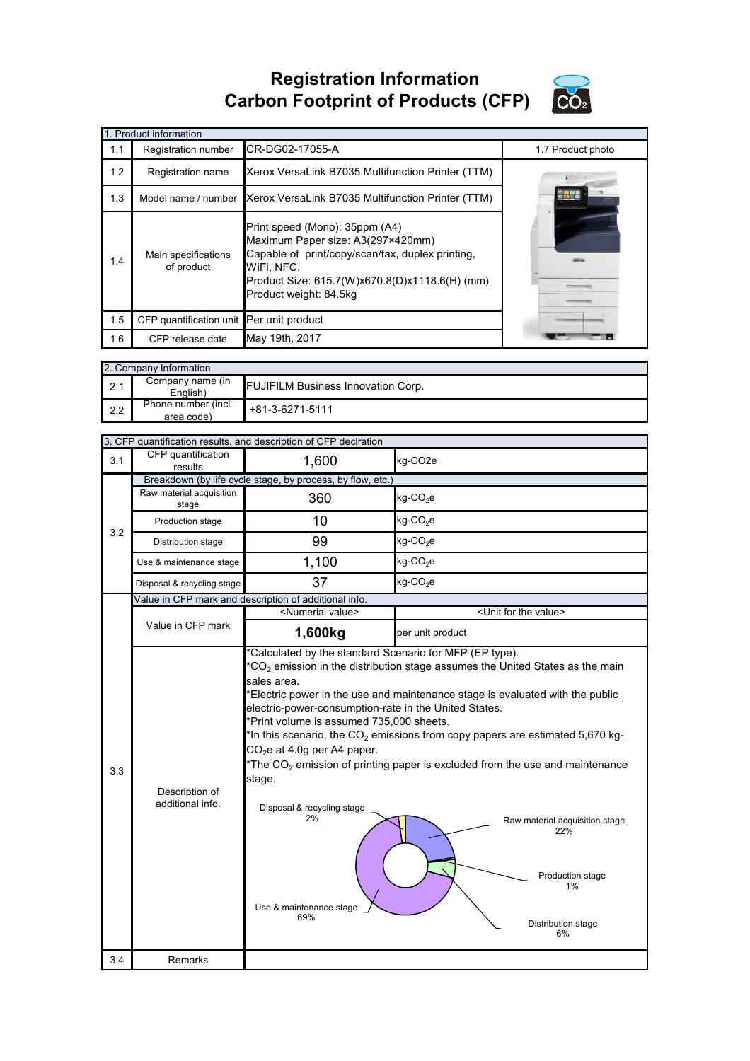# Registration Information
# Carbon Footprint of Products (CFP)

| 1. Product information | | | |
|---|---|---|---|
| 1.1 | Registration number | CR-DG02-17055-A | 1.7 Product photo |
| 1.2 | Registration name | Xerox VersaLink B7035 Multifunction Printer (TTM) | |
| 1.3 | Model name / number | Xerox VersaLink B7035 Multifunction Printer (TTM) | |
| 1.4 | Main specifications of product | Print speed (Mono): 35ppm (A4)<br>Maximum Paper size: A3(297×420mm)<br>Capable of print/copy/scan/fax, duplex printing, WiFi, NFC.<br>Product Size: 615.7(W)x670.8(D)x1118.6(H) (mm)<br>Product weight: 84.5kg | |
| 1.5 | CFP quantification unit | Per unit product | |
| 1.6 | CFP release date | May 19th, 2017 | |

| 2. Company Information | | |
|---|---|---|
| 2.1 | Company name (in English) | FUJIFILM Business Innovation Corp. |
| 2.2 | Phone number (incl. area code) | +81-3-6271-5111 |

| 3. CFP quantification results, and description of CFP declration | | | |
|---|---|---|---|
| 3.1 | CFP quantification results | 1,600 | kg-CO2e |
| 3.2 | Breakdown (by life cycle stage, by process, by flow, etc.) | | |
| | Raw material acquisition stage | 360 | kg-$CO_2$e |
| | Production stage | 10 | kg-$CO_2$e |
| | Distribution stage | 99 | kg-$CO_2$e |
| | Use & maintenance stage | 1,100 | kg-$CO_2$e |
| | Disposal & recycling stage | 37 | kg-$CO_2$e |
| 3.3 | Value in CFP mark and description of additional info. | | |
| | Value in CFP mark | <Numerial value> | <Unit for the value> |
| | | **1,600kg** | per unit product |
| | Description of additional info. | *Calculated by the standard Scenario for MFP (EP type).<br>*$CO_2$ emission in the distribution stage assumes the United States as the main sales area.<br>*Electric power in the use and maintenance stage is evaluated with the public electric-power-consumption-rate in the United States.<br>*Print volume is assumed 735,000 sheets.<br>*In this scenario, the $CO_2$ emissions from copy papers are estimated 5,670 kg-$CO_2$e at 4.0g per A4 paper.<br>*The $CO_2$ emission of printing paper is excluded from the use and maintenance stage.<br><br>Disposal & recycling stage 2%<br>Raw material acquisition stage 22%<br>Production stage 1%<br>Distribution stage 6%<br>Use & maintenance stage 69% | |
| 3.4 | Remarks | | |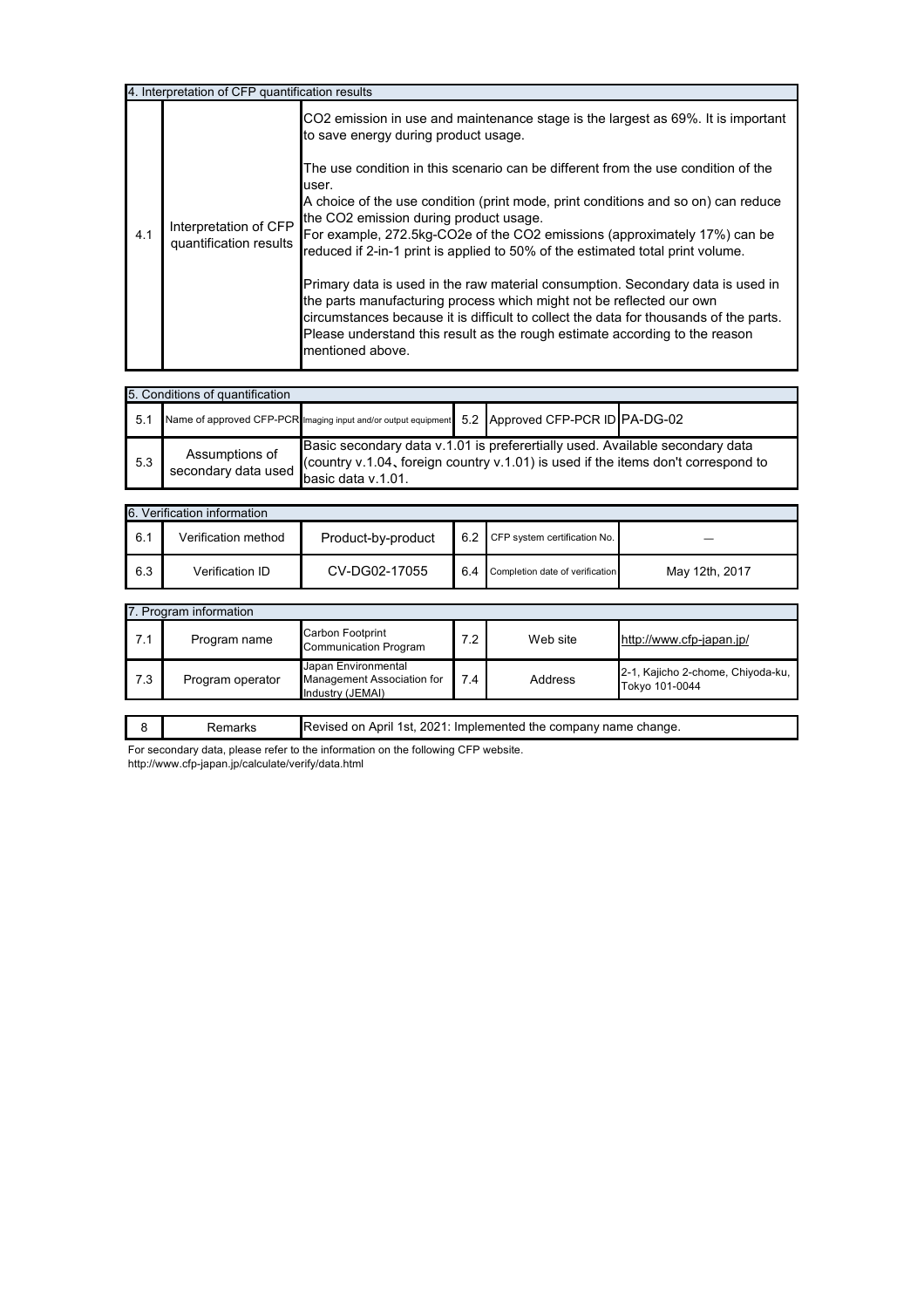## 4. Interpretation of CFP quantification results

| | | |
|---|---|---|
| 4.1 | Interpretation of CFP quantification results | $CO_2$ emission in use and maintenance stage is the largest as 69%. It is important to save energy during product usage.<br><br>The use condition in this scenario can be different from the use condition of the user.<br>A choice of the use condition (print mode, print conditions and so on) can reduce the $CO_2$ emission during product usage.<br>For example, 272.5kg-CO2e of the $CO_2$ emissions (approximately 17%) can be reduced if 2-in-1 print is applied to 50% of the estimated total print volume.<br><br>Primary data is used in the raw material consumption. Secondary data is used in the parts manufacturing process which might not be reflected our own circumstances because it is difficult to collect the data for thousands of the parts. Please understand this result as the rough estimate according to the reason mentioned above. |

## 5. Conditions of quantification

| | | | | | |
|---|---|---|---|---|---|
| 5.1 | Name of approved CFP-PCR | Imaging input and/or output equipment | 5.2 | Approved CFP-PCR ID | PA-DG-02 |
| 5.3 | Assumptions of secondary data used | Basic secondary data v.1.01 is preferertially used. Available secondary data (country v.1.04、foreign country v.1.01) is used if the items don't correspond to basic data v.1.01. | | | |

## 6. Verification information

| | | | | | |
|---|---|---|---|---|---|
| 6.1 | Verification method | Product-by-product | 6.2 | CFP system certification No. | — |
| 6.3 | Verification ID | CV-DG02-17055 | 6.4 | Completion date of verification | May 12th, 2017 |

## 7. Program information

| | | | | | |
|---|---|---|---|---|---|
| 7.1 | Program name | Carbon Footprint Communication Program | 7.2 | Web site | http://www.cfp-japan.jp/ |
| 7.3 | Program operator | Japan Environmental Management Association for Industry (JEMAI) | 7.4 | Address | 2-1, Kajicho 2-chome, Chiyoda-ku, Tokyo 101-0044 |

| | | |
|---|---|---|
| 8 | Remarks | Revised on April 1st, 2021: Implemented the company name change. |

For secondary data, please refer to the information on the following CFP website.
http://www.cfp-japan.jp/calculate/verify/data.html